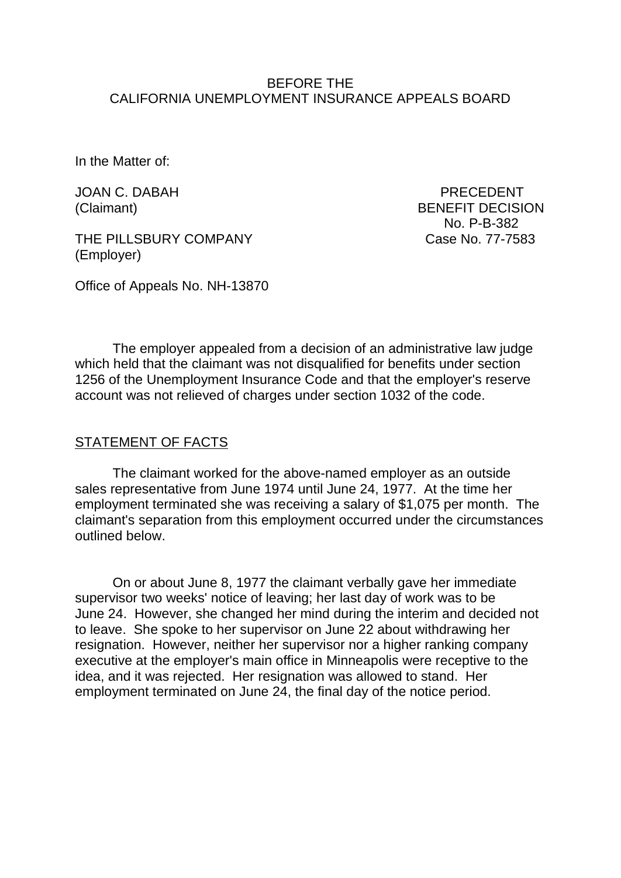BEFORE THE
CALIFORNIA UNEMPLOYMENT INSURANCE APPEALS BOARD

In the Matter of:

JOAN C. DABAH
(Claimant)

THE PILLSBURY COMPANY
(Employer)

PRECEDENT
BENEFIT DECISION
No. P-B-382
Case No. 77-7583

Office of Appeals No. NH-13870

The employer appealed from a decision of an administrative law judge which held that the claimant was not disqualified for benefits under section 1256 of the Unemployment Insurance Code and that the employer's reserve account was not relieved of charges under section 1032 of the code.

STATEMENT OF FACTS

The claimant worked for the above-named employer as an outside sales representative from June 1974 until June 24, 1977. At the time her employment terminated she was receiving a salary of $1,075 per month. The claimant's separation from this employment occurred under the circumstances outlined below.

On or about June 8, 1977 the claimant verbally gave her immediate supervisor two weeks' notice of leaving; her last day of work was to be June 24. However, she changed her mind during the interim and decided not to leave. She spoke to her supervisor on June 22 about withdrawing her resignation. However, neither her supervisor nor a higher ranking company executive at the employer's main office in Minneapolis were receptive to the idea, and it was rejected. Her resignation was allowed to stand. Her employment terminated on June 24, the final day of the notice period.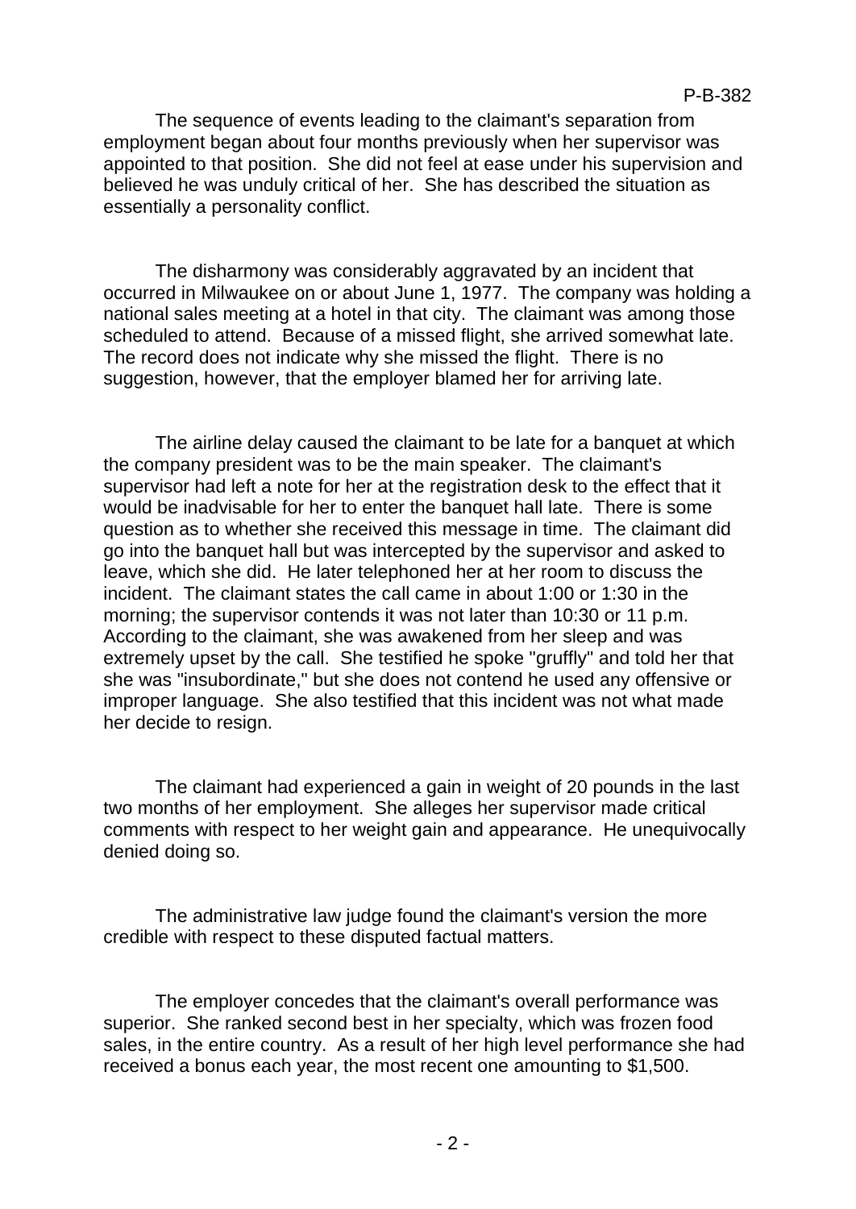The sequence of events leading to the claimant's separation from employment began about four months previously when her supervisor was appointed to that position. She did not feel at ease under his supervision and believed he was unduly critical of her. She has described the situation as essentially a personality conflict.

The disharmony was considerably aggravated by an incident that occurred in Milwaukee on or about June 1, 1977. The company was holding a national sales meeting at a hotel in that city. The claimant was among those scheduled to attend. Because of a missed flight, she arrived somewhat late. The record does not indicate why she missed the flight. There is no suggestion, however, that the employer blamed her for arriving late.

The airline delay caused the claimant to be late for a banquet at which the company president was to be the main speaker. The claimant's supervisor had left a note for her at the registration desk to the effect that it would be inadvisable for her to enter the banquet hall late. There is some question as to whether she received this message in time. The claimant did go into the banquet hall but was intercepted by the supervisor and asked to leave, which she did. He later telephoned her at her room to discuss the incident. The claimant states the call came in about 1:00 or 1:30 in the morning; the supervisor contends it was not later than 10:30 or 11 p.m. According to the claimant, she was awakened from her sleep and was extremely upset by the call. She testified he spoke "gruffly" and told her that she was "insubordinate," but she does not contend he used any offensive or improper language. She also testified that this incident was not what made her decide to resign.

The claimant had experienced a gain in weight of 20 pounds in the last two months of her employment. She alleges her supervisor made critical comments with respect to her weight gain and appearance. He unequivocally denied doing so.

The administrative law judge found the claimant's version the more credible with respect to these disputed factual matters.

The employer concedes that the claimant's overall performance was superior. She ranked second best in her specialty, which was frozen food sales, in the entire country. As a result of her high level performance she had received a bonus each year, the most recent one amounting to $1,500.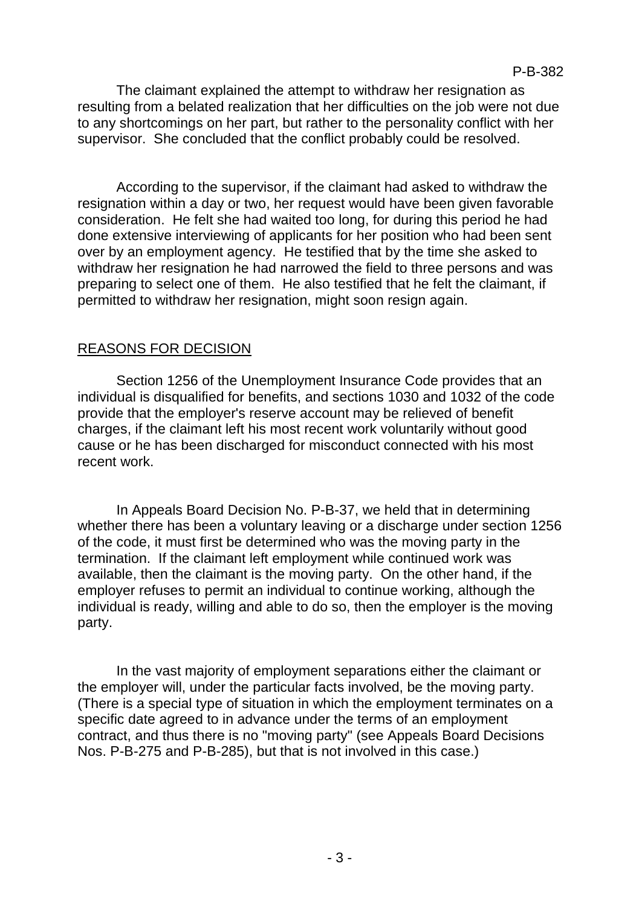The claimant explained the attempt to withdraw her resignation as resulting from a belated realization that her difficulties on the job were not due to any shortcomings on her part, but rather to the personality conflict with her supervisor. She concluded that the conflict probably could be resolved.

According to the supervisor, if the claimant had asked to withdraw the resignation within a day or two, her request would have been given favorable consideration. He felt she had waited too long, for during this period he had done extensive interviewing of applicants for her position who had been sent over by an employment agency. He testified that by the time she asked to withdraw her resignation he had narrowed the field to three persons and was preparing to select one of them. He also testified that he felt the claimant, if permitted to withdraw her resignation, might soon resign again.

## REASONS FOR DECISION

Section 1256 of the Unemployment Insurance Code provides that an individual is disqualified for benefits, and sections 1030 and 1032 of the code provide that the employer's reserve account may be relieved of benefit charges, if the claimant left his most recent work voluntarily without good cause or he has been discharged for misconduct connected with his most recent work.

In Appeals Board Decision No. P-B-37, we held that in determining whether there has been a voluntary leaving or a discharge under section 1256 of the code, it must first be determined who was the moving party in the termination. If the claimant left employment while continued work was available, then the claimant is the moving party. On the other hand, if the employer refuses to permit an individual to continue working, although the individual is ready, willing and able to do so, then the employer is the moving party.

In the vast majority of employment separations either the claimant or the employer will, under the particular facts involved, be the moving party. (There is a special type of situation in which the employment terminates on a specific date agreed to in advance under the terms of an employment contract, and thus there is no "moving party" (see Appeals Board Decisions Nos. P-B-275 and P-B-285), but that is not involved in this case.)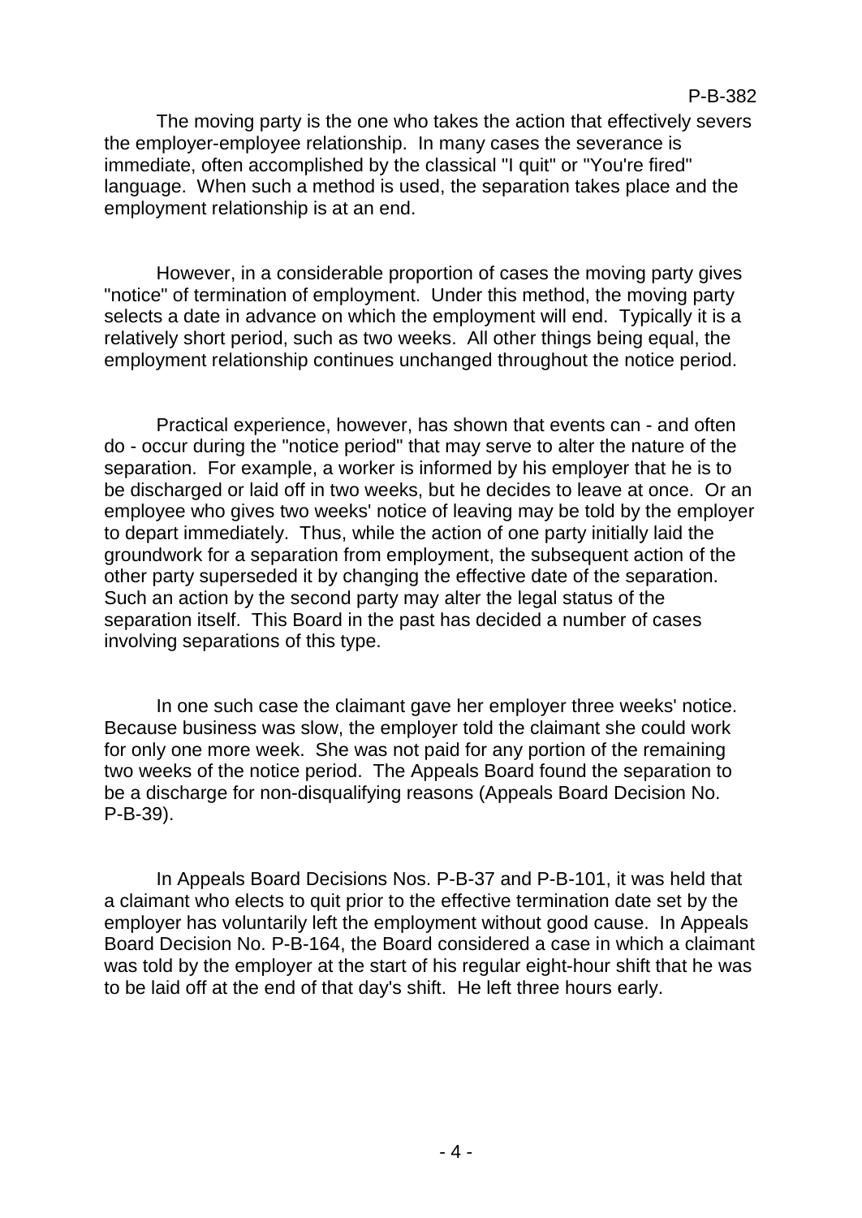The moving party is the one who takes the action that effectively severs the employer-employee relationship. In many cases the severance is immediate, often accomplished by the classical "I quit" or "You're fired" language. When such a method is used, the separation takes place and the employment relationship is at an end.

However, in a considerable proportion of cases the moving party gives "notice" of termination of employment. Under this method, the moving party selects a date in advance on which the employment will end. Typically it is a relatively short period, such as two weeks. All other things being equal, the employment relationship continues unchanged throughout the notice period.

Practical experience, however, has shown that events can - and often do - occur during the "notice period" that may serve to alter the nature of the separation. For example, a worker is informed by his employer that he is to be discharged or laid off in two weeks, but he decides to leave at once. Or an employee who gives two weeks' notice of leaving may be told by the employer to depart immediately. Thus, while the action of one party initially laid the groundwork for a separation from employment, the subsequent action of the other party superseded it by changing the effective date of the separation. Such an action by the second party may alter the legal status of the separation itself. This Board in the past has decided a number of cases involving separations of this type.

In one such case the claimant gave her employer three weeks' notice. Because business was slow, the employer told the claimant she could work for only one more week. She was not paid for any portion of the remaining two weeks of the notice period. The Appeals Board found the separation to be a discharge for non-disqualifying reasons (Appeals Board Decision No. P-B-39).

In Appeals Board Decisions Nos. P-B-37 and P-B-101, it was held that a claimant who elects to quit prior to the effective termination date set by the employer has voluntarily left the employment without good cause. In Appeals Board Decision No. P-B-164, the Board considered a case in which a claimant was told by the employer at the start of his regular eight-hour shift that he was to be laid off at the end of that day's shift. He left three hours early.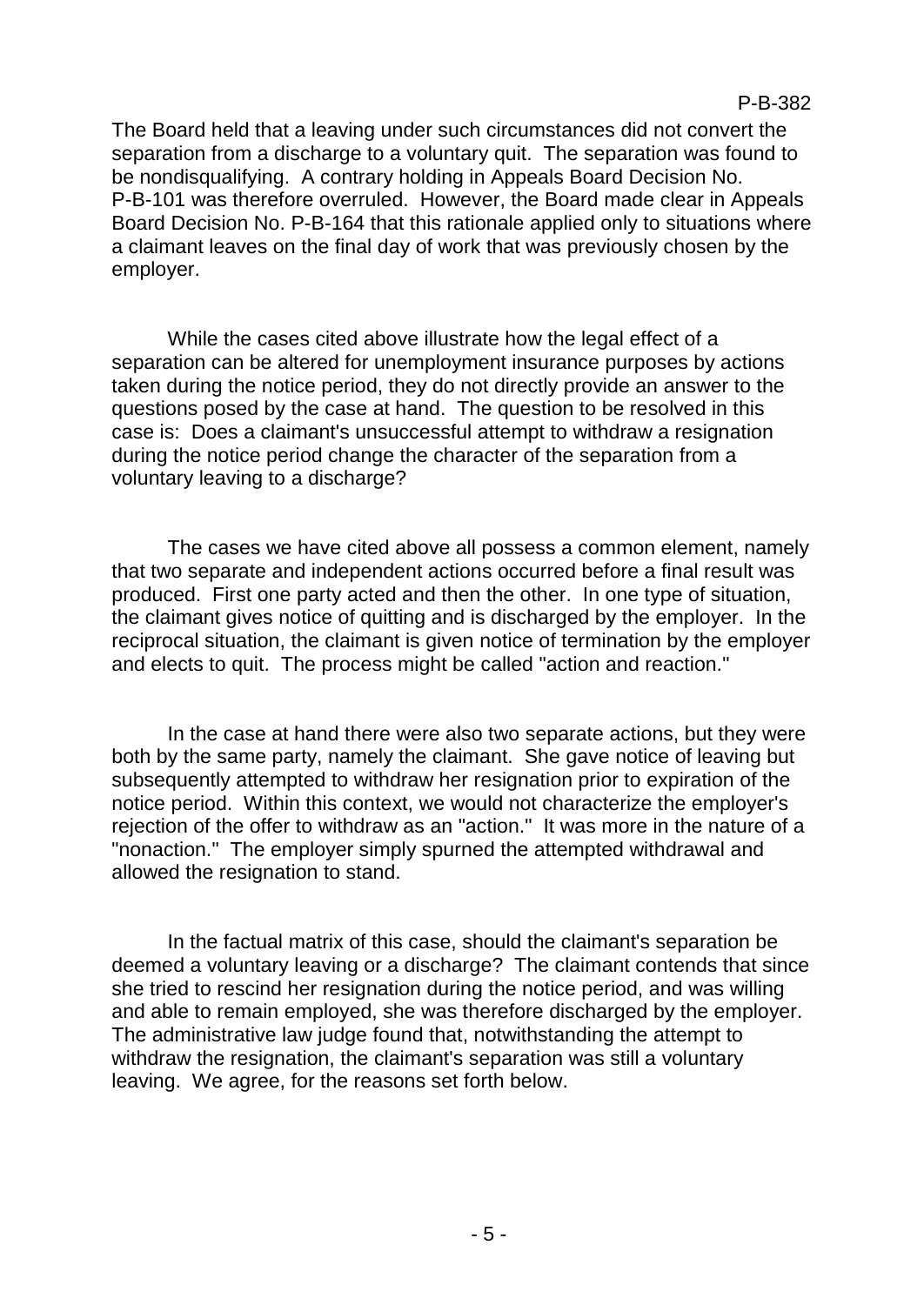The Board held that a leaving under such circumstances did not convert the separation from a discharge to a voluntary quit. The separation was found to be nondisqualifying. A contrary holding in Appeals Board Decision No. P-B-101 was therefore overruled. However, the Board made clear in Appeals Board Decision No. P-B-164 that this rationale applied only to situations where a claimant leaves on the final day of work that was previously chosen by the employer.

While the cases cited above illustrate how the legal effect of a separation can be altered for unemployment insurance purposes by actions taken during the notice period, they do not directly provide an answer to the questions posed by the case at hand. The question to be resolved in this case is: Does a claimant's unsuccessful attempt to withdraw a resignation during the notice period change the character of the separation from a voluntary leaving to a discharge?

The cases we have cited above all possess a common element, namely that two separate and independent actions occurred before a final result was produced. First one party acted and then the other. In one type of situation, the claimant gives notice of quitting and is discharged by the employer. In the reciprocal situation, the claimant is given notice of termination by the employer and elects to quit. The process might be called "action and reaction."

In the case at hand there were also two separate actions, but they were both by the same party, namely the claimant. She gave notice of leaving but subsequently attempted to withdraw her resignation prior to expiration of the notice period. Within this context, we would not characterize the employer's rejection of the offer to withdraw as an "action." It was more in the nature of a "nonaction." The employer simply spurned the attempted withdrawal and allowed the resignation to stand.

In the factual matrix of this case, should the claimant's separation be deemed a voluntary leaving or a discharge? The claimant contends that since she tried to rescind her resignation during the notice period, and was willing and able to remain employed, she was therefore discharged by the employer. The administrative law judge found that, notwithstanding the attempt to withdraw the resignation, the claimant's separation was still a voluntary leaving. We agree, for the reasons set forth below.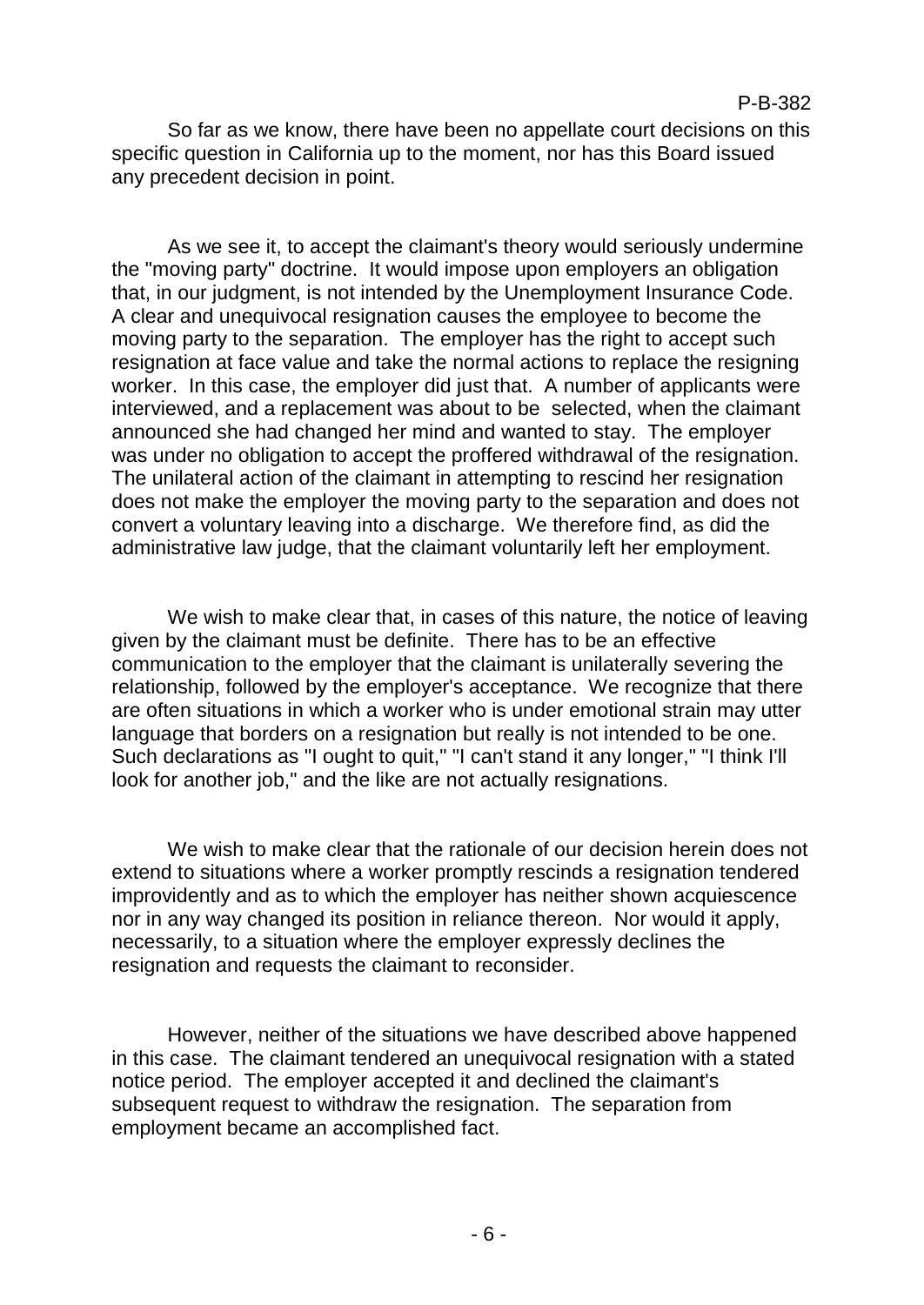So far as we know, there have been no appellate court decisions on this specific question in California up to the moment, nor has this Board issued any precedent decision in point.

As we see it, to accept the claimant's theory would seriously undermine the "moving party" doctrine. It would impose upon employers an obligation that, in our judgment, is not intended by the Unemployment Insurance Code. A clear and unequivocal resignation causes the employee to become the moving party to the separation. The employer has the right to accept such resignation at face value and take the normal actions to replace the resigning worker. In this case, the employer did just that. A number of applicants were interviewed, and a replacement was about to be selected, when the claimant announced she had changed her mind and wanted to stay. The employer was under no obligation to accept the proffered withdrawal of the resignation. The unilateral action of the claimant in attempting to rescind her resignation does not make the employer the moving party to the separation and does not convert a voluntary leaving into a discharge. We therefore find, as did the administrative law judge, that the claimant voluntarily left her employment.

We wish to make clear that, in cases of this nature, the notice of leaving given by the claimant must be definite. There has to be an effective communication to the employer that the claimant is unilaterally severing the relationship, followed by the employer's acceptance. We recognize that there are often situations in which a worker who is under emotional strain may utter language that borders on a resignation but really is not intended to be one. Such declarations as "I ought to quit," "I can't stand it any longer," "I think I'll look for another job," and the like are not actually resignations.

We wish to make clear that the rationale of our decision herein does not extend to situations where a worker promptly rescinds a resignation tendered improvidently and as to which the employer has neither shown acquiescence nor in any way changed its position in reliance thereon. Nor would it apply, necessarily, to a situation where the employer expressly declines the resignation and requests the claimant to reconsider.

However, neither of the situations we have described above happened in this case. The claimant tendered an unequivocal resignation with a stated notice period. The employer accepted it and declined the claimant's subsequent request to withdraw the resignation. The separation from employment became an accomplished fact.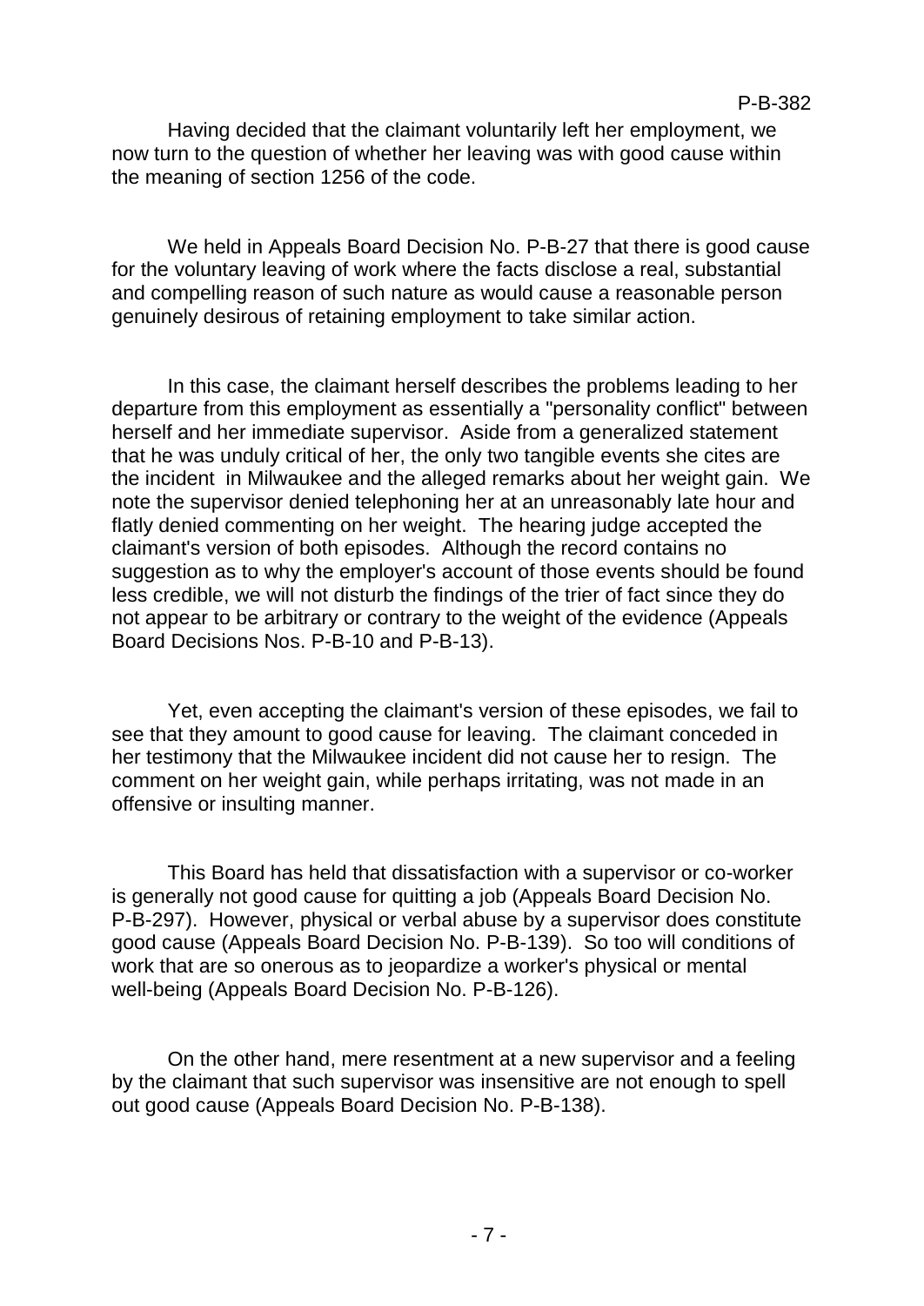Having decided that the claimant voluntarily left her employment, we now turn to the question of whether her leaving was with good cause within the meaning of section 1256 of the code.

We held in Appeals Board Decision No. P-B-27 that there is good cause for the voluntary leaving of work where the facts disclose a real, substantial and compelling reason of such nature as would cause a reasonable person genuinely desirous of retaining employment to take similar action.

In this case, the claimant herself describes the problems leading to her departure from this employment as essentially a "personality conflict" between herself and her immediate supervisor. Aside from a generalized statement that he was unduly critical of her, the only two tangible events she cites are the incident in Milwaukee and the alleged remarks about her weight gain. We note the supervisor denied telephoning her at an unreasonably late hour and flatly denied commenting on her weight. The hearing judge accepted the claimant's version of both episodes. Although the record contains no suggestion as to why the employer's account of those events should be found less credible, we will not disturb the findings of the trier of fact since they do not appear to be arbitrary or contrary to the weight of the evidence (Appeals Board Decisions Nos. P-B-10 and P-B-13).

Yet, even accepting the claimant's version of these episodes, we fail to see that they amount to good cause for leaving. The claimant conceded in her testimony that the Milwaukee incident did not cause her to resign. The comment on her weight gain, while perhaps irritating, was not made in an offensive or insulting manner.

This Board has held that dissatisfaction with a supervisor or co-worker is generally not good cause for quitting a job (Appeals Board Decision No. P-B-297). However, physical or verbal abuse by a supervisor does constitute good cause (Appeals Board Decision No. P-B-139). So too will conditions of work that are so onerous as to jeopardize a worker's physical or mental well-being (Appeals Board Decision No. P-B-126).

On the other hand, mere resentment at a new supervisor and a feeling by the claimant that such supervisor was insensitive are not enough to spell out good cause (Appeals Board Decision No. P-B-138).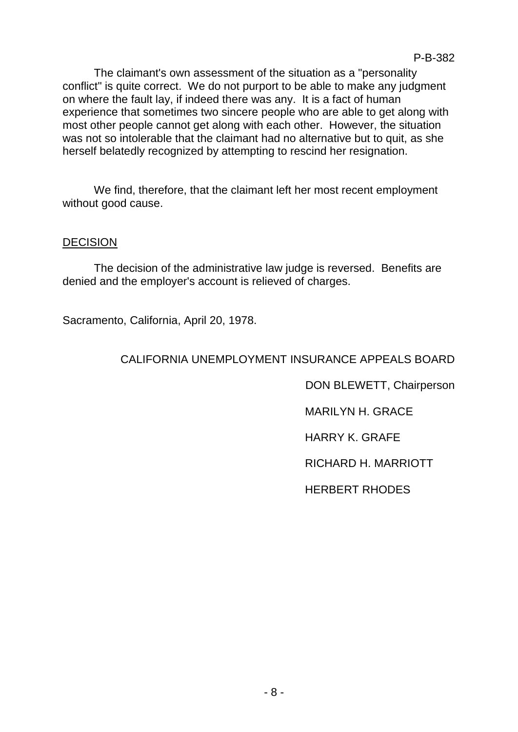The claimant's own assessment of the situation as a "personality conflict" is quite correct. We do not purport to be able to make any judgment on where the fault lay, if indeed there was any. It is a fact of human experience that sometimes two sincere people who are able to get along with most other people cannot get along with each other. However, the situation was not so intolerable that the claimant had no alternative but to quit, as she herself belatedly recognized by attempting to rescind her resignation.

We find, therefore, that the claimant left her most recent employment without good cause.

## DECISION

The decision of the administrative law judge is reversed. Benefits are denied and the employer's account is relieved of charges.

Sacramento, California, April 20, 1978.

CALIFORNIA UNEMPLOYMENT INSURANCE APPEALS BOARD

DON BLEWETT, Chairperson

MARILYN H. GRACE

HARRY K. GRAFE

RICHARD H. MARRIOTT

HERBERT RHODES